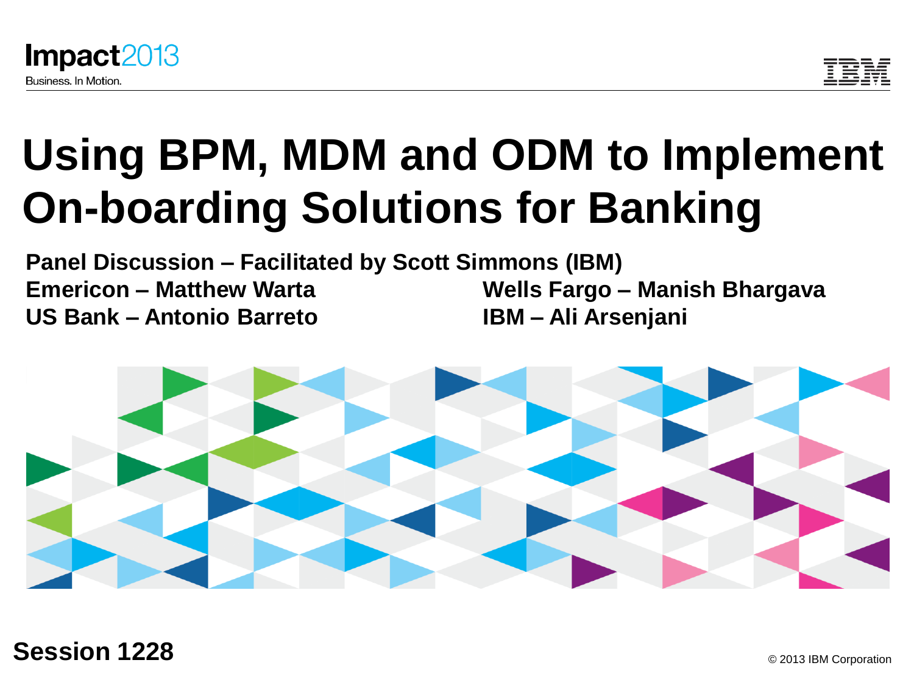# Using BPM, MDM and ODM to Implement On-boarding Solutions for Banking

**Panel Discussion – Facilitated by Scott Simmons (IBM)**

**Emericon – Matthew Warta**

**US Bank – Antonio Barreto**

**Wells Fargo – Manish Bhargava**

**IBM – Ali Arsenjani**

**Session 1228**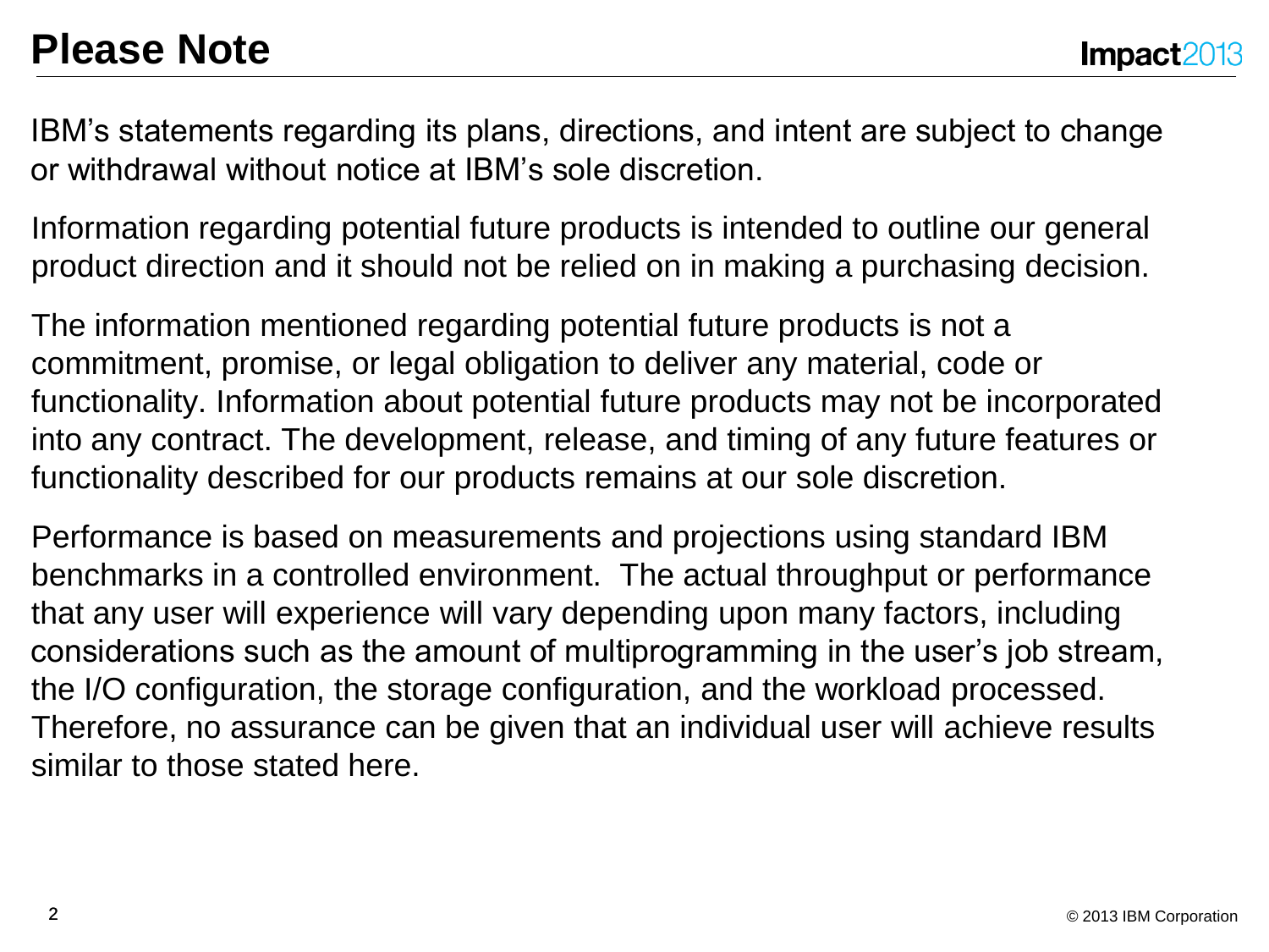# Please Note

IBM's statements regarding its plans, directions, and intent are subject to change or withdrawal without notice at IBM's sole discretion.

Information regarding potential future products is intended to outline our general product direction and it should not be relied on in making a purchasing decision.

The information mentioned regarding potential future products is not a commitment, promise, or legal obligation to deliver any material, code or functionality. Information about potential future products may not be incorporated into any contract. The development, release, and timing of any future features or functionality described for our products remains at our sole discretion.

Performance is based on measurements and projections using standard IBM benchmarks in a controlled environment. The actual throughput or performance that any user will experience will vary depending upon many factors, including considerations such as the amount of multiprogramming in the user's job stream, the I/O configuration, the storage configuration, and the workload processed. Therefore, no assurance can be given that an individual user will achieve results similar to those stated here.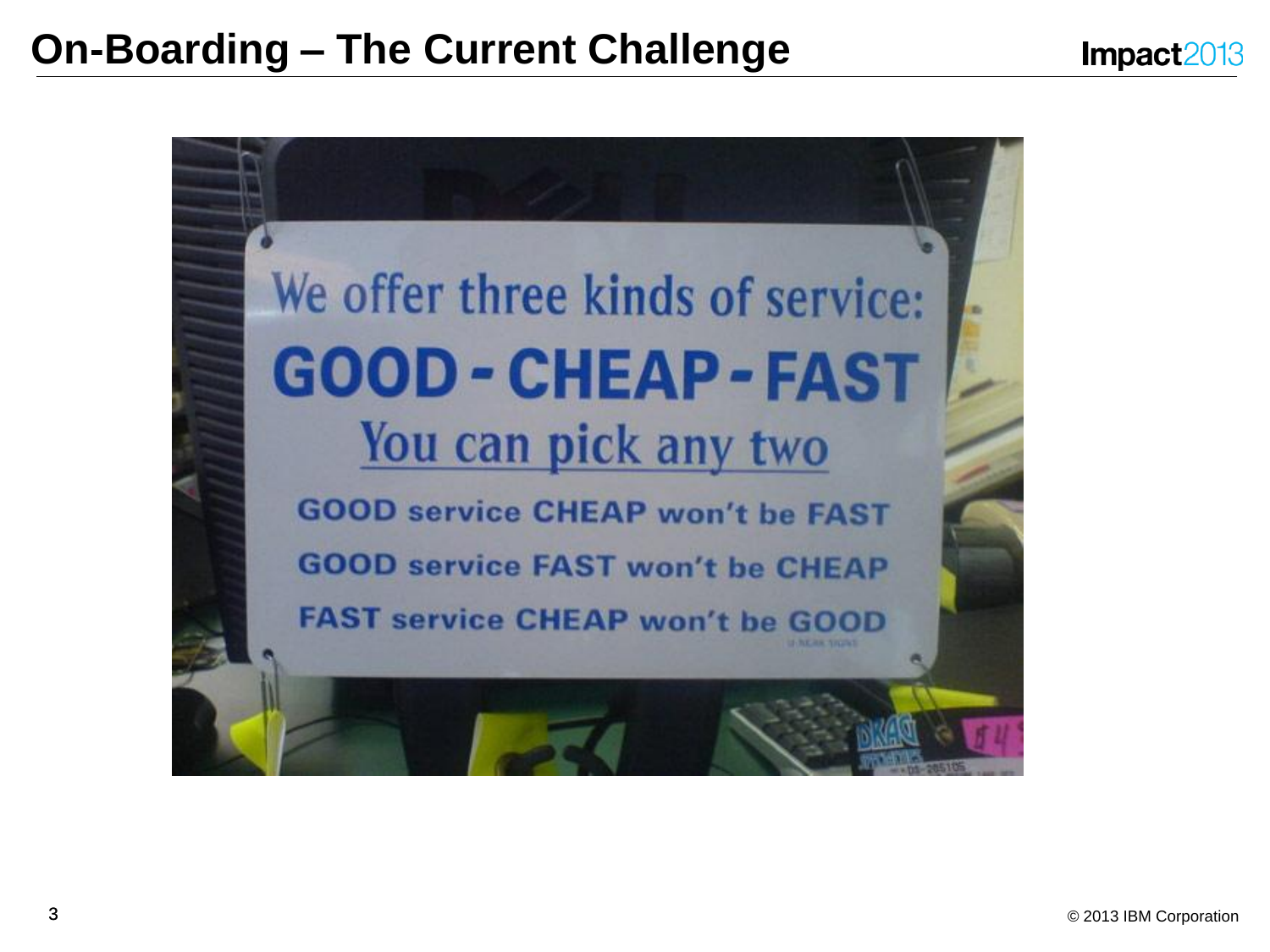# On-Boarding – The Current Challenge

We offer three kinds of service:

**GOOD - CHEAP - FAST**

You can pick any two

**GOOD service CHEAP won't be FAST**

**GOOD service FAST won't be CHEAP**

**FAST service CHEAP won't be GOOD**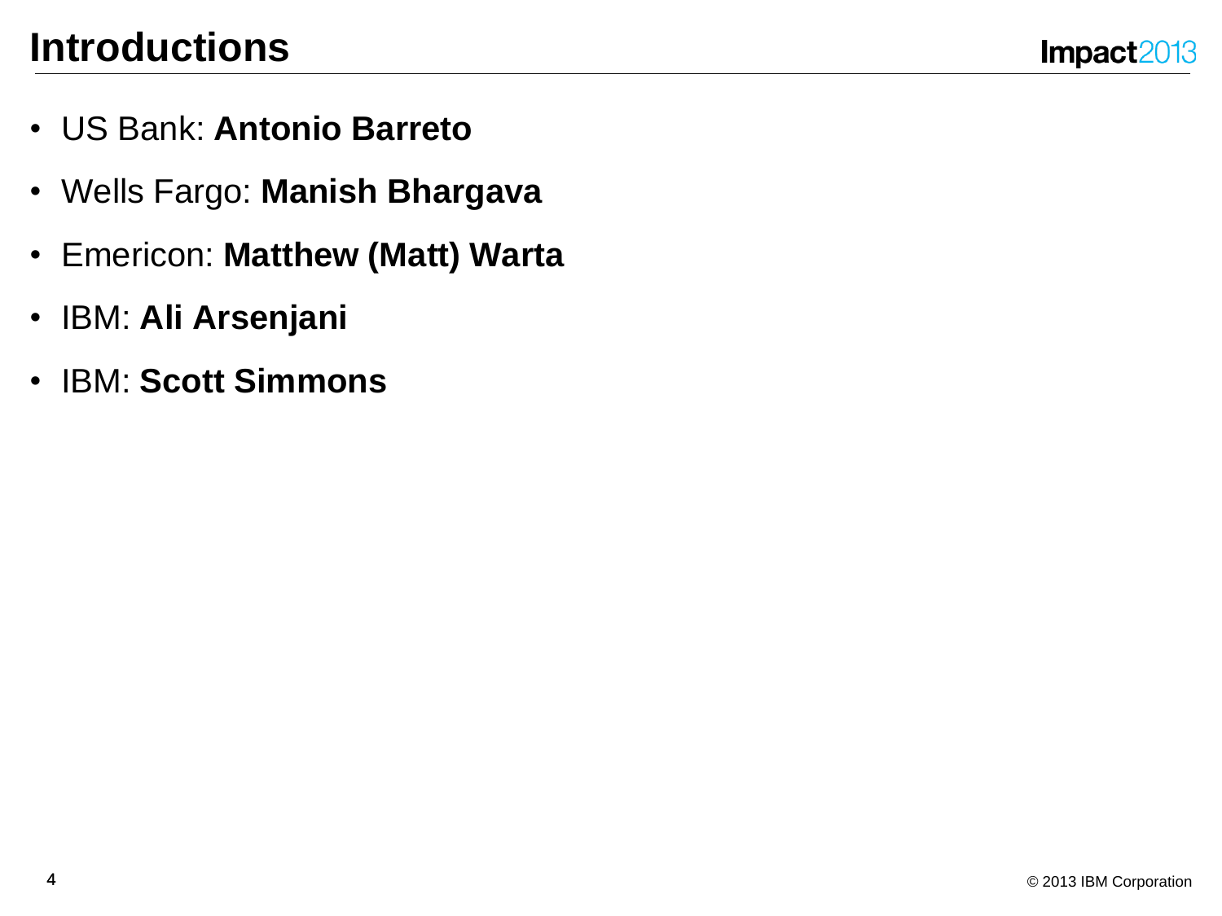# Introductions

- US Bank: **Antonio Barreto**
- Wells Fargo: **Manish Bhargava**
- Emericon: **Matthew (Matt) Warta**
- IBM: **Ali Arsenjani**
- IBM: **Scott Simmons**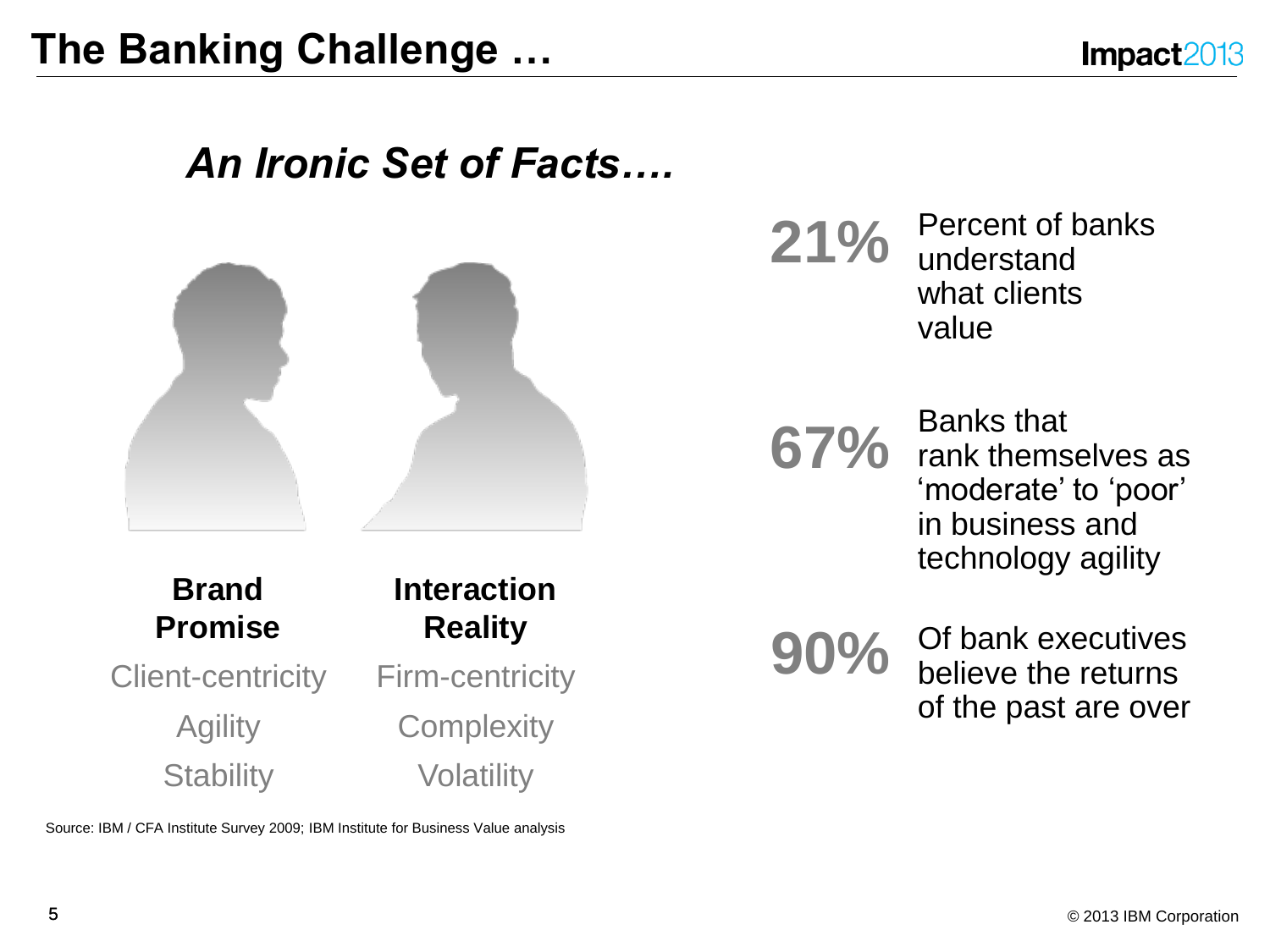# The Banking Challenge …

## *An Ironic Set of Facts….*

| **Brand Promise** | **Interaction Reality** |
| --- | --- |
| Client-centricity | Firm-centricity |
| Agility | Complexity |
| Stability | Volatility |

**21%** Percent of banks understand what clients value

**67%** Banks that rank themselves as 'moderate' to 'poor' in business and technology agility

**90%** Of bank executives believe the returns of the past are over

Source: IBM / CFA Institute Survey 2009; IBM Institute for Business Value analysis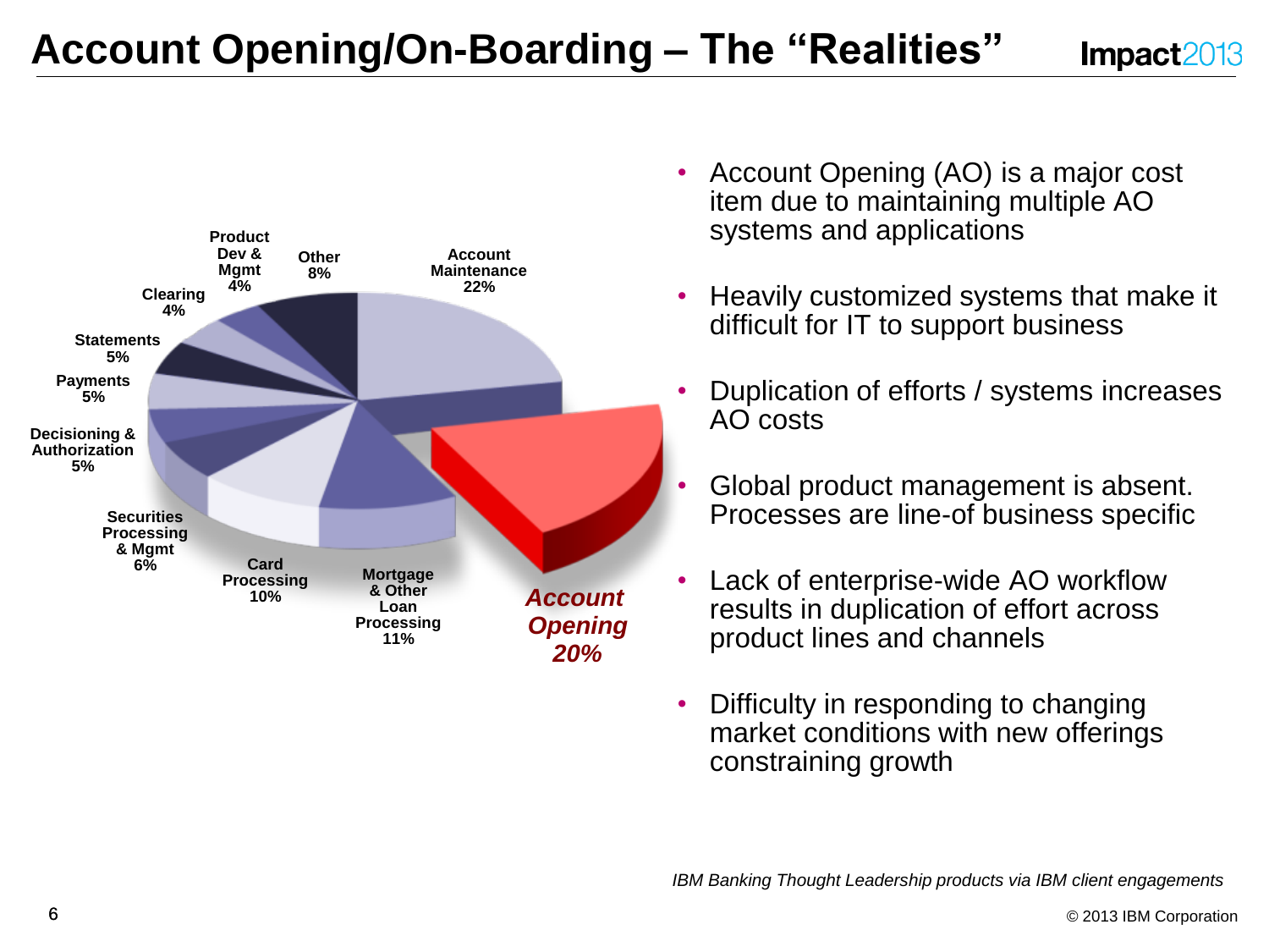# Account Opening/On-Boarding – The "Realities"

Account Maintenance 22%

Account Opening 20%

Mortgage & Other Loan Processing 11%

Card Processing 10%

Securities Processing & Mgmt 6%

Decisioning & Authorization 5%

Payments 5%

Statements 5%

Clearing 4%

Product Dev & Mgmt 4%

Other 8%

- Account Opening (AO) is a major cost item due to maintaining multiple AO systems and applications
- Heavily customized systems that make it difficult for IT to support business
- Duplication of efforts / systems increases AO costs
- Global product management is absent. Processes are line-of business specific
- Lack of enterprise-wide AO workflow results in duplication of effort across product lines and channels
- Difficulty in responding to changing market conditions with new offerings constraining growth

*IBM Banking Thought Leadership products via IBM client engagements*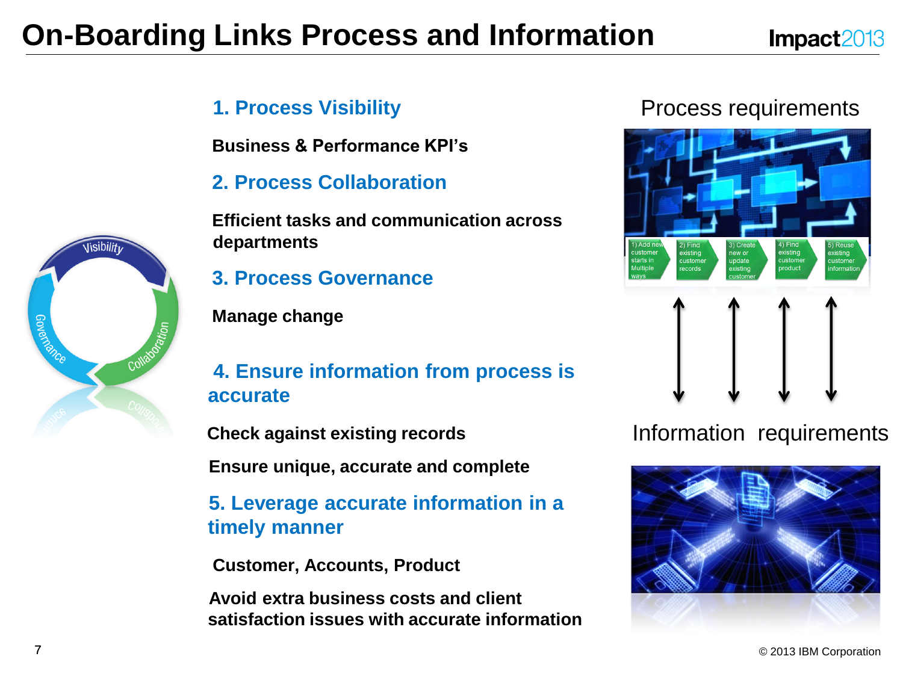# On-Boarding Links Process and Information

### 1. Process Visibility

**Business & Performance KPI's**

### 2. Process Collaboration

**Efficient tasks and communication across departments**

### 3. Process Governance

**Manage change**

### 4. Ensure information from process is accurate

**Check against existing records**

**Ensure unique, accurate and complete**

### 5. Leverage accurate information in a timely manner

**Customer, Accounts, Product**

**Avoid extra business costs and client satisfaction issues with accurate information**

Process requirements

1) Add new customer starts in Multiple ways → 2) Find existing customer records → 3) Create new or update existing customer → 4) Find existing customer product → 5) Reuse existing customer information

Information requirements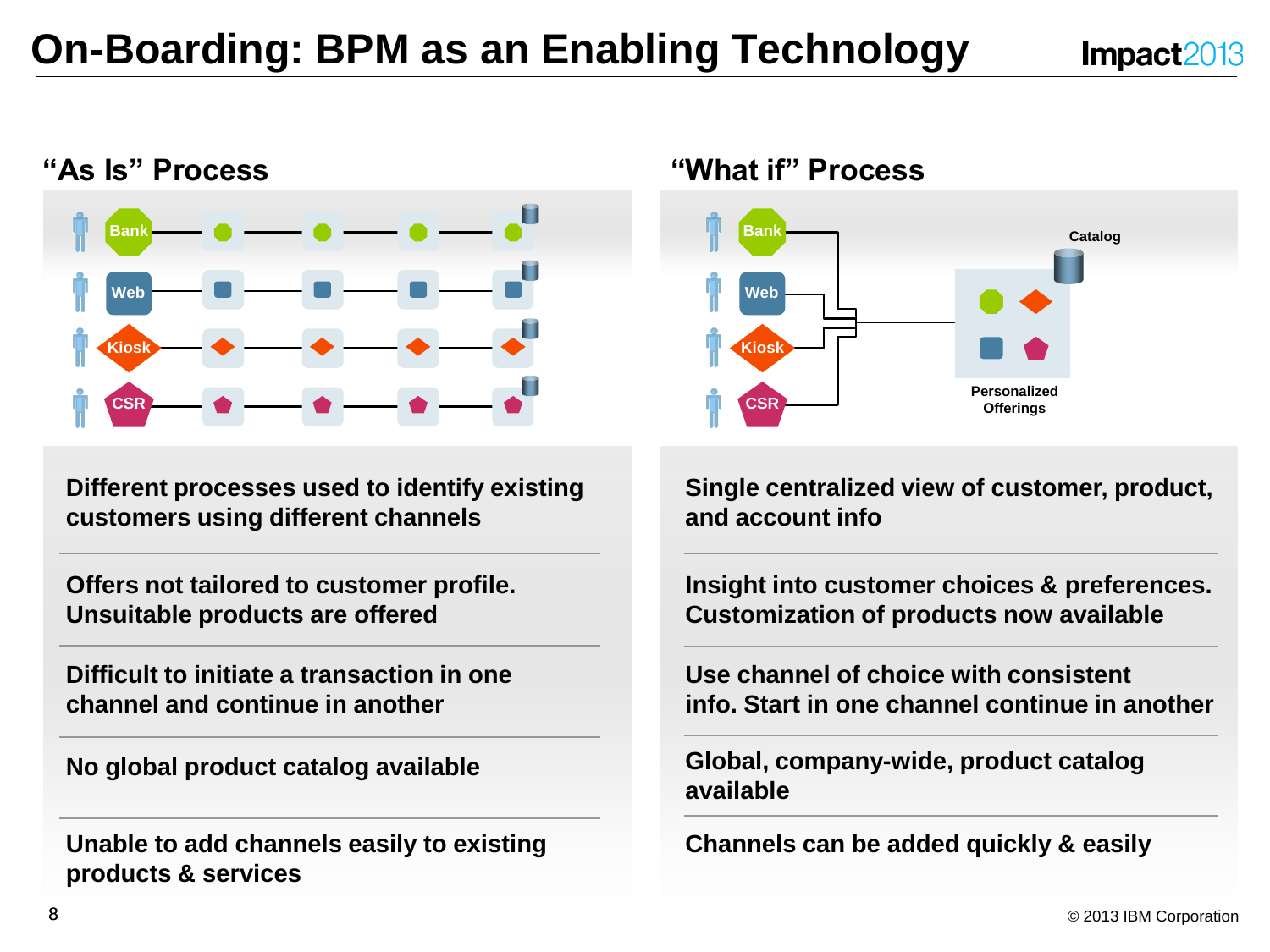# On-Boarding: BPM as an Enabling Technology

## "As Is" Process

Bank | Web | Kiosk | CSR

- Different processes used to identify existing customers using different channels
- Offers not tailored to customer profile. Unsuitable products are offered
- Difficult to initiate a transaction in one channel and continue in another
- No global product catalog available
- Unable to add channels easily to existing products & services

## "What if" Process

Bank | Web | Kiosk | CSR

Catalog

Personalized Offerings

- Single centralized view of customer, product, and account info
- Insight into customer choices & preferences. Customization of products now available
- Use channel of choice with consistent info. Start in one channel continue in another
- Global, company-wide, product catalog available
- Channels can be added quickly & easily

© 2013 IBM Corporation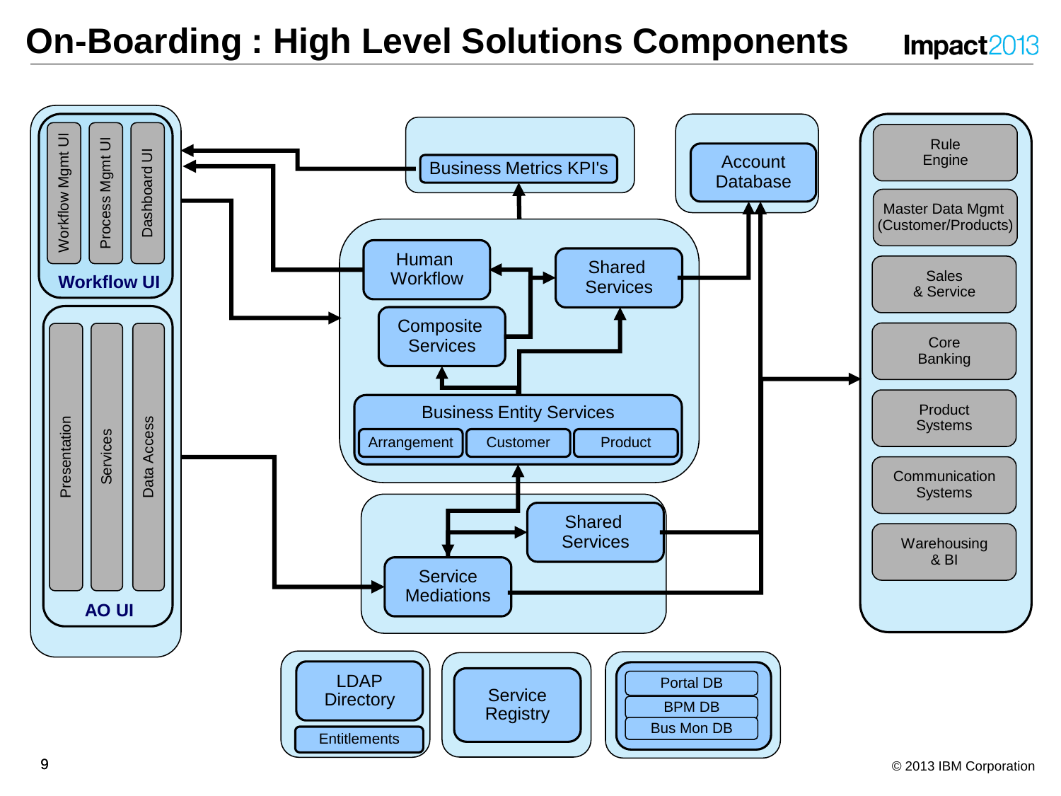# On-Boarding : High Level Solutions Components

**Workflow UI**
- Workflow Mgmt UI
- Process Mgmt UI
- Dashboard UI

**AO UI**
- Presentation
- Services
- Data Access

Business Metrics KPI's

Account Database

Human Workflow

Shared Services

Composite Services

Business Entity Services
- Arrangement
- Customer
- Product

Shared Services

Service Mediations

- Rule Engine
- Master Data Mgmt (Customer/Products)
- Sales & Service
- Core Banking
- Product Systems
- Communication Systems
- Warehousing & BI

LDAP Directory
- Entitlements

Service Registry

- Portal DB
- BPM DB
- Bus Mon DB

© 2013 IBM Corporation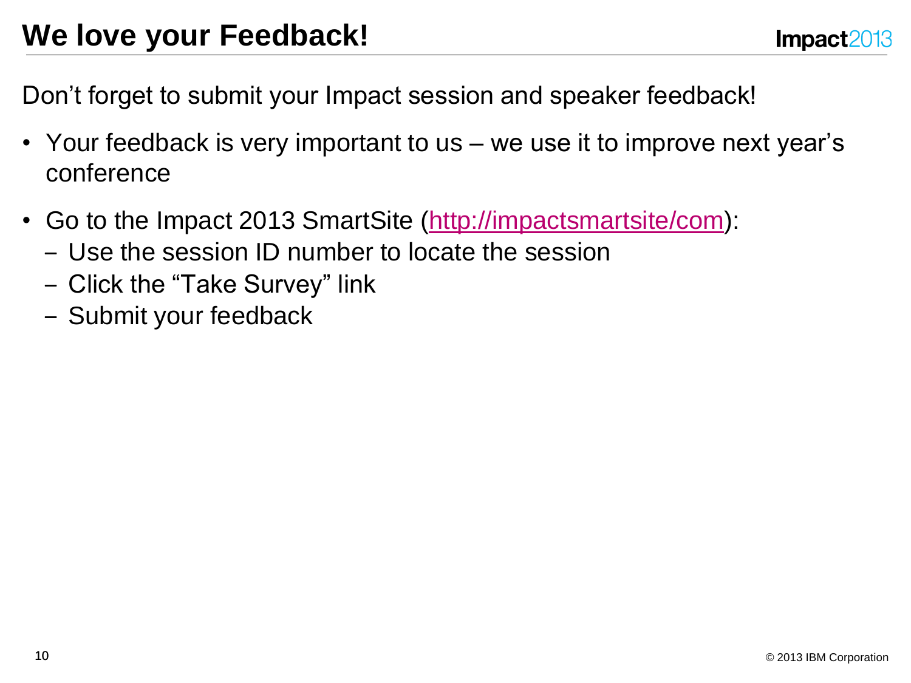# We love your Feedback!

Don't forget to submit your Impact session and speaker feedback!

- Your feedback is very important to us – we use it to improve next year's conference
- Go to the Impact 2013 SmartSite (http://impactsmartsite/com):
  - Use the session ID number to locate the session
  - Click the "Take Survey" link
  - Submit your feedback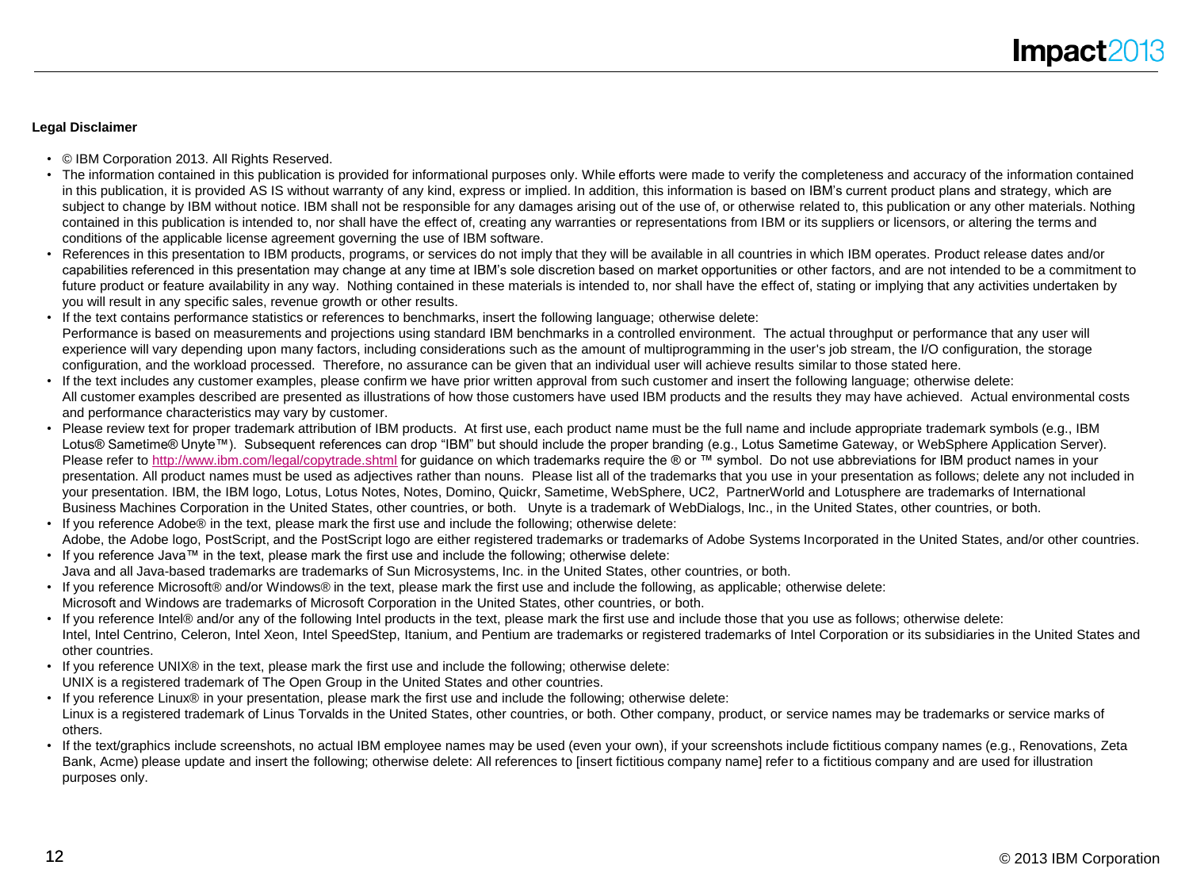**Legal Disclaimer**

- © IBM Corporation 2013. All Rights Reserved.
- The information contained in this publication is provided for informational purposes only. While efforts were made to verify the completeness and accuracy of the information contained in this publication, it is provided AS IS without warranty of any kind, express or implied. In addition, this information is based on IBM's current product plans and strategy, which are subject to change by IBM without notice. IBM shall not be responsible for any damages arising out of the use of, or otherwise related to, this publication or any other materials. Nothing contained in this publication is intended to, nor shall have the effect of, creating any warranties or representations from IBM or its suppliers or licensors, or altering the terms and conditions of the applicable license agreement governing the use of IBM software.
- References in this presentation to IBM products, programs, or services do not imply that they will be available in all countries in which IBM operates. Product release dates and/or capabilities referenced in this presentation may change at any time at IBM's sole discretion based on market opportunities or other factors, and are not intended to be a commitment to future product or feature availability in any way. Nothing contained in these materials is intended to, nor shall have the effect of, stating or implying that any activities undertaken by you will result in any specific sales, revenue growth or other results.
- If the text contains performance statistics or references to benchmarks, insert the following language; otherwise delete:
  Performance is based on measurements and projections using standard IBM benchmarks in a controlled environment. The actual throughput or performance that any user will experience will vary depending upon many factors, including considerations such as the amount of multiprogramming in the user's job stream, the I/O configuration, the storage configuration, and the workload processed. Therefore, no assurance can be given that an individual user will achieve results similar to those stated here.
- If the text includes any customer examples, please confirm we have prior written approval from such customer and insert the following language; otherwise delete:
  All customer examples described are presented as illustrations of how those customers have used IBM products and the results they may have achieved. Actual environmental costs and performance characteristics may vary by customer.
- Please review text for proper trademark attribution of IBM products. At first use, each product name must be the full name and include appropriate trademark symbols (e.g., IBM Lotus® Sametime® Unyte™). Subsequent references can drop "IBM" but should include the proper branding (e.g., Lotus Sametime Gateway, or WebSphere Application Server). Please refer to http://www.ibm.com/legal/copytrade.shtml for guidance on which trademarks require the ® or ™ symbol. Do not use abbreviations for IBM product names in your presentation. All product names must be used as adjectives rather than nouns. Please list all of the trademarks that you use in your presentation as follows; delete any not included in your presentation. IBM, the IBM logo, Lotus, Lotus Notes, Notes, Domino, Quickr, Sametime, WebSphere, UC2, PartnerWorld and Lotusphere are trademarks of International Business Machines Corporation in the United States, other countries, or both. Unyte is a trademark of WebDialogs, Inc., in the United States, other countries, or both.
- If you reference Adobe® in the text, please mark the first use and include the following; otherwise delete:
  Adobe, the Adobe logo, PostScript, and the PostScript logo are either registered trademarks or trademarks of Adobe Systems Incorporated in the United States, and/or other countries.
- If you reference Java™ in the text, please mark the first use and include the following; otherwise delete:
  Java and all Java-based trademarks are trademarks of Sun Microsystems, Inc. in the United States, other countries, or both.
- If you reference Microsoft® and/or Windows® in the text, please mark the first use and include the following, as applicable; otherwise delete:
  Microsoft and Windows are trademarks of Microsoft Corporation in the United States, other countries, or both.
- If you reference Intel® and/or any of the following Intel products in the text, please mark the first use and include those that you use as follows; otherwise delete:
  Intel, Intel Centrino, Celeron, Intel Xeon, Intel SpeedStep, Itanium, and Pentium are trademarks or registered trademarks of Intel Corporation or its subsidiaries in the United States and other countries.
- If you reference UNIX® in the text, please mark the first use and include the following; otherwise delete:
  UNIX is a registered trademark of The Open Group in the United States and other countries.
- If you reference Linux® in your presentation, please mark the first use and include the following; otherwise delete:
  Linux is a registered trademark of Linus Torvalds in the United States, other countries, or both. Other company, product, or service names may be trademarks or service marks of others.
- If the text/graphics include screenshots, no actual IBM employee names may be used (even your own), if your screenshots include fictitious company names (e.g., Renovations, Zeta Bank, Acme) please update and insert the following; otherwise delete: All references to [insert fictitious company name] refer to a fictitious company and are used for illustration purposes only.